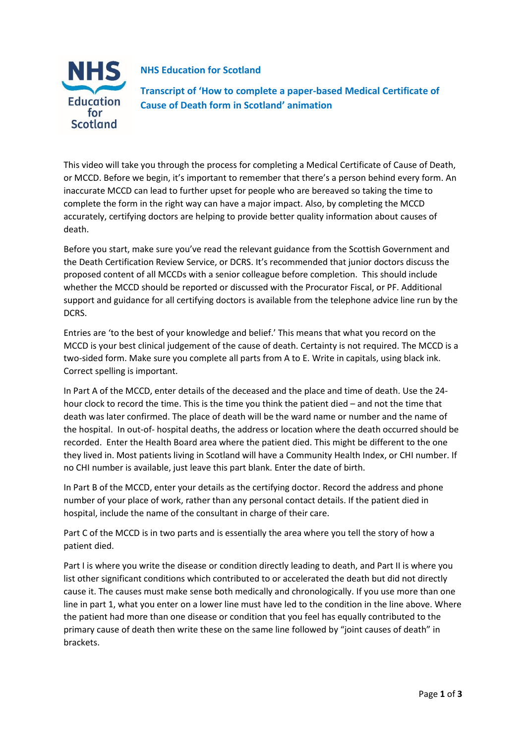**NHS Education for Scotland**

**Transcript of 'How to complete a paper-based Medical Certificate of Cause of Death form in Scotland' animation**

This video will take you through the process for completing a Medical Certificate of Cause of Death, or MCCD. Before we begin, it's important to remember that there's a person behind every form. An inaccurate MCCD can lead to further upset for people who are bereaved so taking the time to complete the form in the right way can have a major impact. Also, by completing the MCCD accurately, certifying doctors are helping to provide better quality information about causes of death.

Before you start, make sure you've read the relevant guidance from the Scottish Government and the Death Certification Review Service, or DCRS. It's recommended that junior doctors discuss the proposed content of all MCCDs with a senior colleague before completion. This should include whether the MCCD should be reported or discussed with the Procurator Fiscal, or PF. Additional support and guidance for all certifying doctors is available from the telephone advice line run by the DCRS.

Entries are 'to the best of your knowledge and belief.' This means that what you record on the MCCD is your best clinical judgement of the cause of death. Certainty is not required. The MCCD is a two-sided form. Make sure you complete all parts from A to E. Write in capitals, using black ink. Correct spelling is important.

In Part A of the MCCD, enter details of the deceased and the place and time of death. Use the 24-hour clock to record the time. This is the time you think the patient died – and not the time that death was later confirmed. The place of death will be the ward name or number and the name of the hospital. In out-of- hospital deaths, the address or location where the death occurred should be recorded. Enter the Health Board area where the patient died. This might be different to the one they lived in. Most patients living in Scotland will have a Community Health Index, or CHI number. If no CHI number is available, just leave this part blank. Enter the date of birth.

In Part B of the MCCD, enter your details as the certifying doctor. Record the address and phone number of your place of work, rather than any personal contact details. If the patient died in hospital, include the name of the consultant in charge of their care.

Part C of the MCCD is in two parts and is essentially the area where you tell the story of how a patient died.

Part I is where you write the disease or condition directly leading to death, and Part II is where you list other significant conditions which contributed to or accelerated the death but did not directly cause it. The causes must make sense both medically and chronologically. If you use more than one line in part 1, what you enter on a lower line must have led to the condition in the line above. Where the patient had more than one disease or condition that you feel has equally contributed to the primary cause of death then write these on the same line followed by "joint causes of death" in brackets.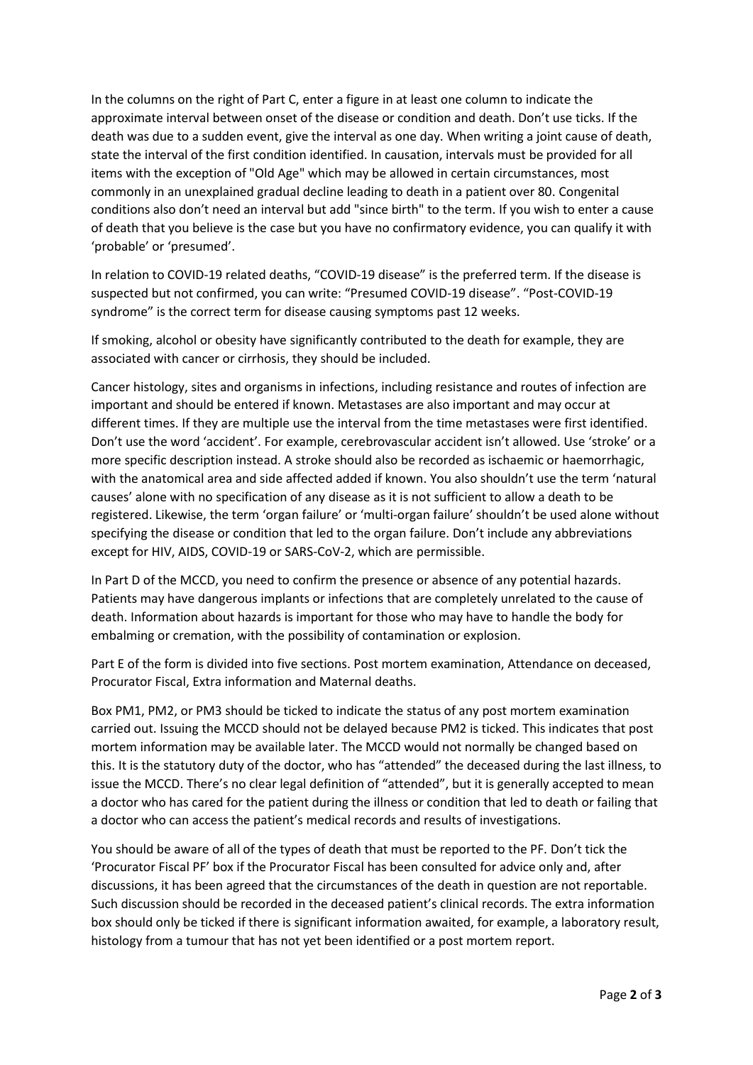In the columns on the right of Part C, enter a figure in at least one column to indicate the approximate interval between onset of the disease or condition and death. Don't use ticks. If the death was due to a sudden event, give the interval as one day. When writing a joint cause of death, state the interval of the first condition identified. In causation, intervals must be provided for all items with the exception of "Old Age" which may be allowed in certain circumstances, most commonly in an unexplained gradual decline leading to death in a patient over 80. Congenital conditions also don't need an interval but add "since birth" to the term. If you wish to enter a cause of death that you believe is the case but you have no confirmatory evidence, you can qualify it with 'probable' or 'presumed'.

In relation to COVID-19 related deaths, "COVID-19 disease" is the preferred term. If the disease is suspected but not confirmed, you can write: "Presumed COVID-19 disease". "Post-COVID-19 syndrome" is the correct term for disease causing symptoms past 12 weeks.

If smoking, alcohol or obesity have significantly contributed to the death for example, they are associated with cancer or cirrhosis, they should be included.

Cancer histology, sites and organisms in infections, including resistance and routes of infection are important and should be entered if known. Metastases are also important and may occur at different times. If they are multiple use the interval from the time metastases were first identified. Don't use the word 'accident'. For example, cerebrovascular accident isn't allowed. Use 'stroke' or a more specific description instead. A stroke should also be recorded as ischaemic or haemorrhagic, with the anatomical area and side affected added if known. You also shouldn't use the term 'natural causes' alone with no specification of any disease as it is not sufficient to allow a death to be registered. Likewise, the term 'organ failure' or 'multi-organ failure' shouldn't be used alone without specifying the disease or condition that led to the organ failure. Don't include any abbreviations except for HIV, AIDS, COVID-19 or SARS-CoV-2, which are permissible.

In Part D of the MCCD, you need to confirm the presence or absence of any potential hazards. Patients may have dangerous implants or infections that are completely unrelated to the cause of death. Information about hazards is important for those who may have to handle the body for embalming or cremation, with the possibility of contamination or explosion.

Part E of the form is divided into five sections. Post mortem examination, Attendance on deceased, Procurator Fiscal, Extra information and Maternal deaths.

Box PM1, PM2, or PM3 should be ticked to indicate the status of any post mortem examination carried out. Issuing the MCCD should not be delayed because PM2 is ticked. This indicates that post mortem information may be available later. The MCCD would not normally be changed based on this. It is the statutory duty of the doctor, who has "attended" the deceased during the last illness, to issue the MCCD. There's no clear legal definition of "attended", but it is generally accepted to mean a doctor who has cared for the patient during the illness or condition that led to death or failing that a doctor who can access the patient's medical records and results of investigations.

You should be aware of all of the types of death that must be reported to the PF. Don't tick the 'Procurator Fiscal PF' box if the Procurator Fiscal has been consulted for advice only and, after discussions, it has been agreed that the circumstances of the death in question are not reportable. Such discussion should be recorded in the deceased patient's clinical records. The extra information box should only be ticked if there is significant information awaited, for example, a laboratory result, histology from a tumour that has not yet been identified or a post mortem report.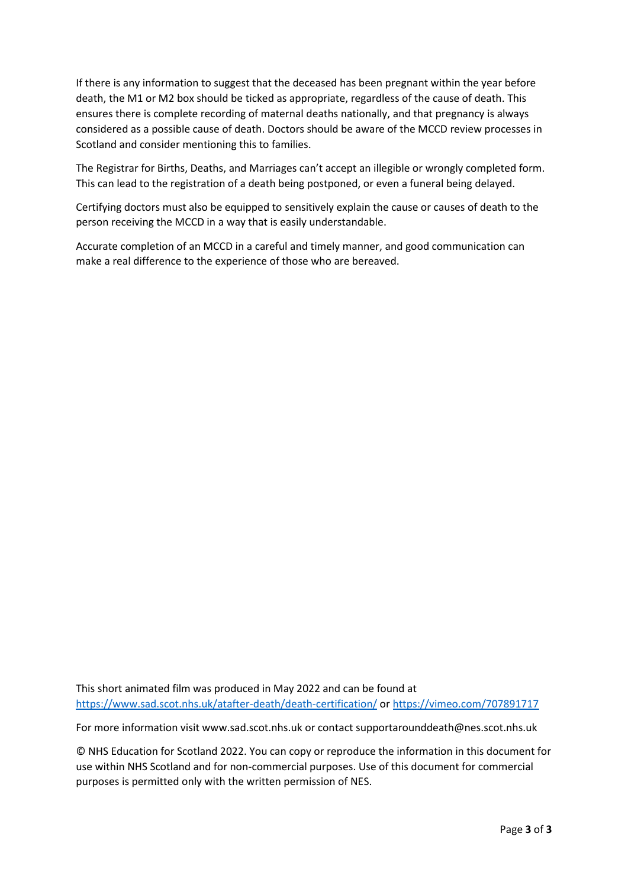If there is any information to suggest that the deceased has been pregnant within the year before death, the M1 or M2 box should be ticked as appropriate, regardless of the cause of death. This ensures there is complete recording of maternal deaths nationally, and that pregnancy is always considered as a possible cause of death. Doctors should be aware of the MCCD review processes in Scotland and consider mentioning this to families.

The Registrar for Births, Deaths, and Marriages can't accept an illegible or wrongly completed form. This can lead to the registration of a death being postponed, or even a funeral being delayed.

Certifying doctors must also be equipped to sensitively explain the cause or causes of death to the person receiving the MCCD in a way that is easily understandable.

Accurate completion of an MCCD in a careful and timely manner, and good communication can make a real difference to the experience of those who are bereaved.

This short animated film was produced in May 2022 and can be found at [https://www.sad.scot.nhs.uk/atafter-death/death-certification/](https://www.sad.scot.nhs.uk/atafter-death/death-certification/) or [https://vimeo.com/707891717](https://vimeo.com/707891717)

For more information visit www.sad.scot.nhs.uk or contact supportarounddeath@nes.scot.nhs.uk

© NHS Education for Scotland 2022. You can copy or reproduce the information in this document for use within NHS Scotland and for non-commercial purposes. Use of this document for commercial purposes is permitted only with the written permission of NES.